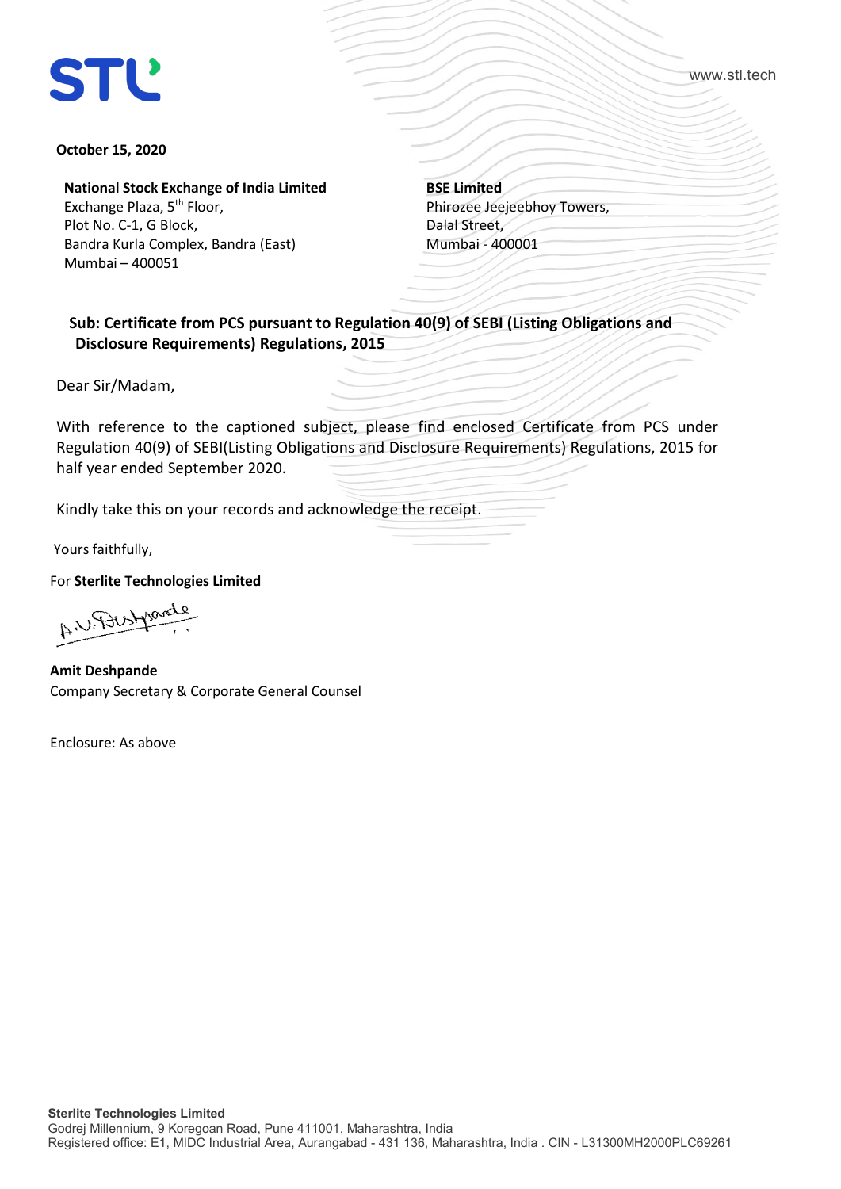STL

www.stl.tech

**October 15, 2020**

**National Stock Exchange of India Limited**
Exchange Plaza, 5th Floor,
Plot No. C-1, G Block,
Bandra Kurla Complex, Bandra (East)
Mumbai – 400051

**BSE Limited**
Phirozee Jeejeebhoy Towers,
Dalal Street,
Mumbai - 400001

**Sub: Certificate from PCS pursuant to Regulation 40(9) of SEBI (Listing Obligations and Disclosure Requirements) Regulations, 2015**

Dear Sir/Madam,

With reference to the captioned subject, please find enclosed Certificate from PCS under Regulation 40(9) of SEBI(Listing Obligations and Disclosure Requirements) Regulations, 2015 for half year ended September 2020.

Kindly take this on your records and acknowledge the receipt.

Yours faithfully,

For **Sterlite Technologies Limited**

**Amit Deshpande**
Company Secretary & Corporate General Counsel

Enclosure: As above

**Sterlite Technologies Limited**
Godrej Millennium, 9 Koregoan Road, Pune 411001, Maharashtra, India
Registered office: E1, MIDC Industrial Area, Aurangabad - 431 136, Maharashtra, India . CIN - L31300MH2000PLC69261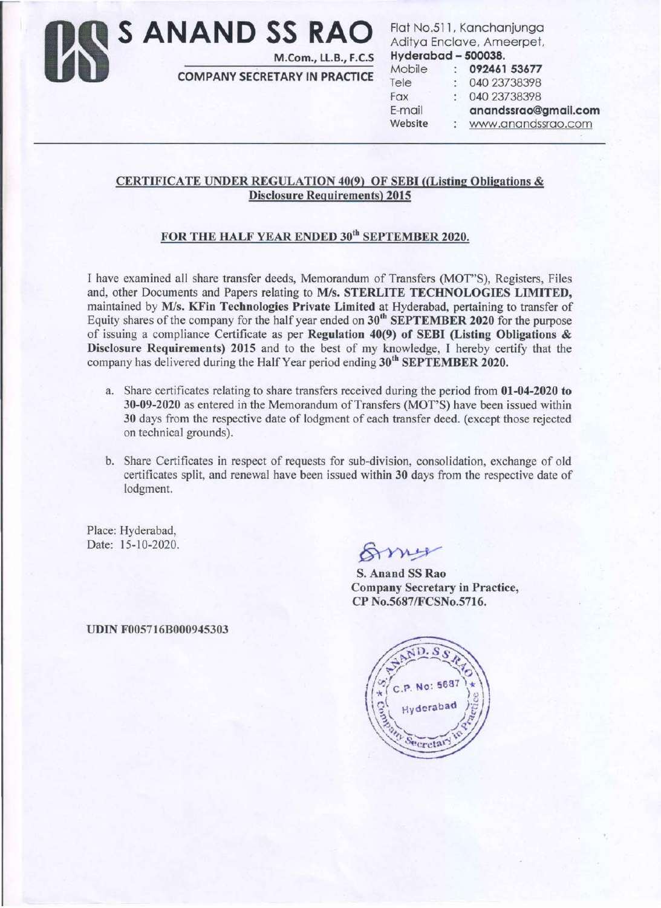# S ANAND SS RAO

M.Com., LL.B., F.C.S

COMPANY SECRETARY IN PRACTICE

Flat No.511, Kanchanjunga
Aditya Enclave, Ameerpet,
**Hyderabad – 500038.**

| | | |
|---|---|---|
| Mobile | : | **092461 53677** |
| Tele | : | 040 23738398 |
| Fax | : | 040 23738398 |
| E-mail | | **anandssrao@gmail.com** |
| Website | : | www.anandssrao.com |

## CERTIFICATE UNDER REGULATION 40(9) OF SEBI ((Listing Obligations & Disclosure Requirements) 2015

## FOR THE HALF YEAR ENDED 30th SEPTEMBER 2020.

I have examined all share transfer deeds, Memorandum of Transfers (MOT"S), Registers, Files and, other Documents and Papers relating to **M/s. STERLITE TECHNOLOGIES LIMITED,** maintained by **M/s. KFin Technologies Private Limited** at Hyderabad, pertaining to transfer of Equity shares of the company for the half year ended on **30th SEPTEMBER 2020** for the purpose of issuing a compliance Certificate as per **Regulation 40(9) of SEBI (Listing Obligations & Disclosure Requirements) 2015** and to the best of my knowledge, I hereby certify that the company has delivered during the Half Year period ending **30th SEPTEMBER 2020.**

a. Share certificates relating to share transfers received during the period from **01-04-2020 to 30-09-2020** as entered in the Memorandum of Transfers (MOT'S) have been issued within **30** days from the respective date of lodgment of each transfer deed. (except those rejected on technical grounds).

b. Share Certificates in respect of requests for sub-division, consolidation, exchange of old certificates split, and renewal have been issued within **30** days from the respective date of lodgment.

Place: Hyderabad,
Date: 15-10-2020.

**S. Anand SS Rao**
**Company Secretary in Practice,**
**CP No.5687/FCSNo.5716.**

**UDIN F005716B000945303**

S. ANAND. S S RAO
C.P. No: 5687
Hyderabad
Company Secretary in Practice